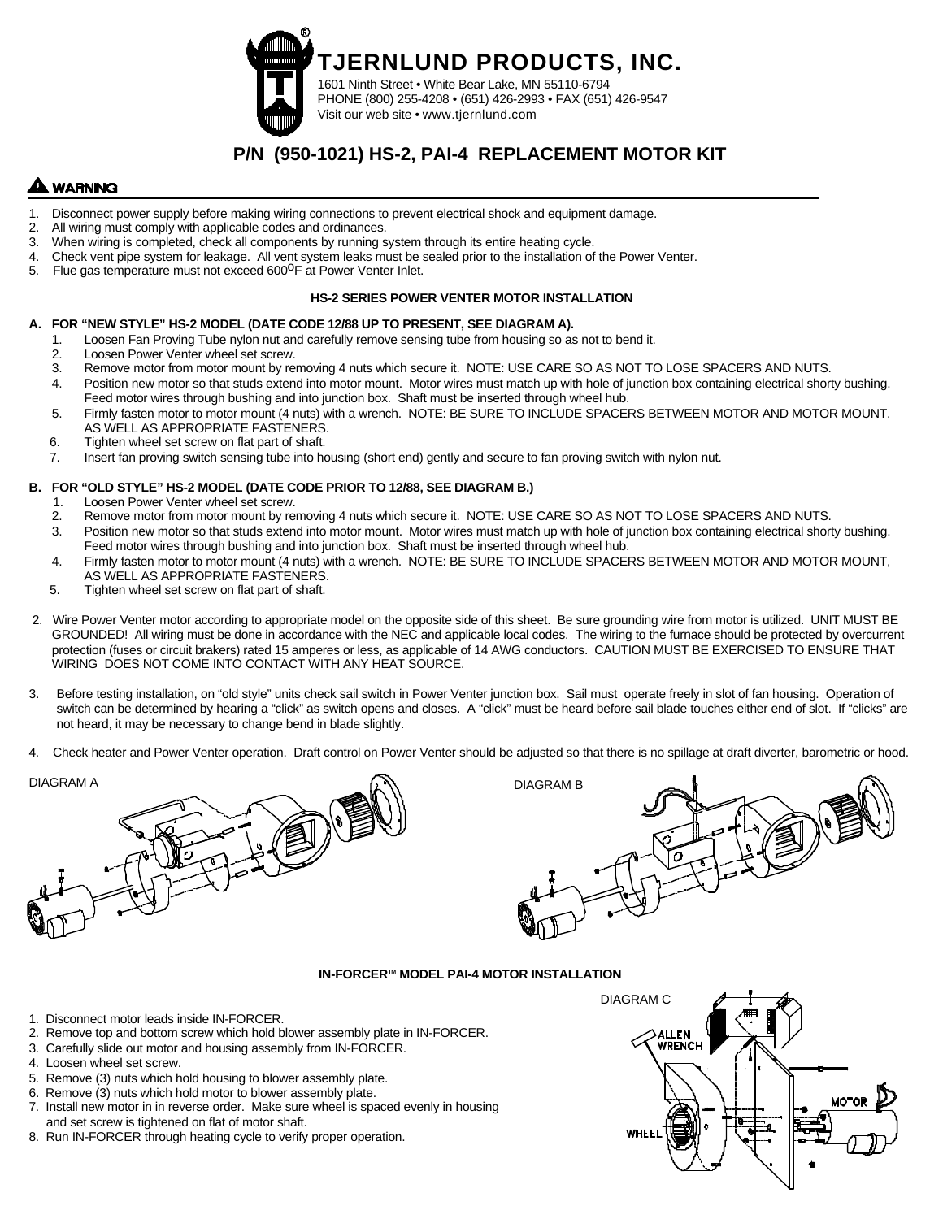# TJERNLUND PRODUCTS, INC.

1601 Ninth Street • White Bear Lake, MN 55110-6794
PHONE (800) 255-4208 • (651) 426-2993 • FAX (651) 426-9547
Visit our web site • www.tjernlund.com

## P/N (950-1021) HS-2, PAI-4 REPLACEMENT MOTOR KIT

**WARNING**

1. Disconnect power supply before making wiring connections to prevent electrical shock and equipment damage.
2. All wiring must comply with applicable codes and ordinances.
3. When wiring is completed, check all components by running system through its entire heating cycle.
4. Check vent pipe system for leakage. All vent system leaks must be sealed prior to the installation of the Power Venter.
5. Flue gas temperature must not exceed 600°F at Power Venter Inlet.

### HS-2 SERIES POWER VENTER MOTOR INSTALLATION

**A. FOR "NEW STYLE" HS-2 MODEL (DATE CODE 12/88 UP TO PRESENT, SEE DIAGRAM A).**

1. Loosen Fan Proving Tube nylon nut and carefully remove sensing tube from housing so as not to bend it.
2. Loosen Power Venter wheel set screw.
3. Remove motor from motor mount by removing 4 nuts which secure it. NOTE: USE CARE SO AS NOT TO LOSE SPACERS AND NUTS.
4. Position new motor so that studs extend into motor mount. Motor wires must match up with hole of junction box containing electrical shorty bushing. Feed motor wires through bushing and into junction box. Shaft must be inserted through wheel hub.
5. Firmly fasten motor to motor mount (4 nuts) with a wrench. NOTE: BE SURE TO INCLUDE SPACERS BETWEEN MOTOR AND MOTOR MOUNT, AS WELL AS APPROPRIATE FASTENERS.
6. Tighten wheel set screw on flat part of shaft.
7. Insert fan proving switch sensing tube into housing (short end) gently and secure to fan proving switch with nylon nut.

**B. FOR "OLD STYLE" HS-2 MODEL (DATE CODE PRIOR TO 12/88, SEE DIAGRAM B.)**

1. Loosen Power Venter wheel set screw.
2. Remove motor from motor mount by removing 4 nuts which secure it. NOTE: USE CARE SO AS NOT TO LOSE SPACERS AND NUTS.
3. Position new motor so that studs extend into motor mount. Motor wires must match up with hole of junction box containing electrical shorty bushing. Feed motor wires through bushing and into junction box. Shaft must be inserted through wheel hub.
4. Firmly fasten motor to motor mount (4 nuts) with a wrench. NOTE: BE SURE TO INCLUDE SPACERS BETWEEN MOTOR AND MOTOR MOUNT, AS WELL AS APPROPRIATE FASTENERS.
5. Tighten wheel set screw on flat part of shaft.

2. Wire Power Venter motor according to appropriate model on the opposite side of this sheet. Be sure grounding wire from motor is utilized. UNIT MUST BE GROUNDED! All wiring must be done in accordance with the NEC and applicable local codes. The wiring to the furnace should be protected by overcurrent protection (fuses or circuit brakers) rated 15 amperes or less, as applicable of 14 AWG conductors. CAUTION MUST BE EXERCISED TO ENSURE THAT WIRING DOES NOT COME INTO CONTACT WITH ANY HEAT SOURCE.

3. Before testing installation, on "old style" units check sail switch in Power Venter junction box. Sail must operate freely in slot of fan housing. Operation of switch can be determined by hearing a "click" as switch opens and closes. A "click" must be heard before sail blade touches either end of slot. If "clicks" are not heard, it may be necessary to change bend in blade slightly.

4. Check heater and Power Venter operation. Draft control on Power Venter should be adjusted so that there is no spillage at draft diverter, barometric or hood.

DIAGRAM A

DIAGRAM B

### IN-FORCER™ MODEL PAI-4 MOTOR INSTALLATION

1. Disconnect motor leads inside IN-FORCER.
2. Remove top and bottom screw which hold blower assembly plate in IN-FORCER.
3. Carefully slide out motor and housing assembly from IN-FORCER.
4. Loosen wheel set screw.
5. Remove (3) nuts which hold housing to blower assembly plate.
6. Remove (3) nuts which hold motor to blower assembly plate.
7. Install new motor in in reverse order. Make sure wheel is spaced evenly in housing and set screw is tightened on flat of motor shaft.
8. Run IN-FORCER through heating cycle to verify proper operation.

DIAGRAM C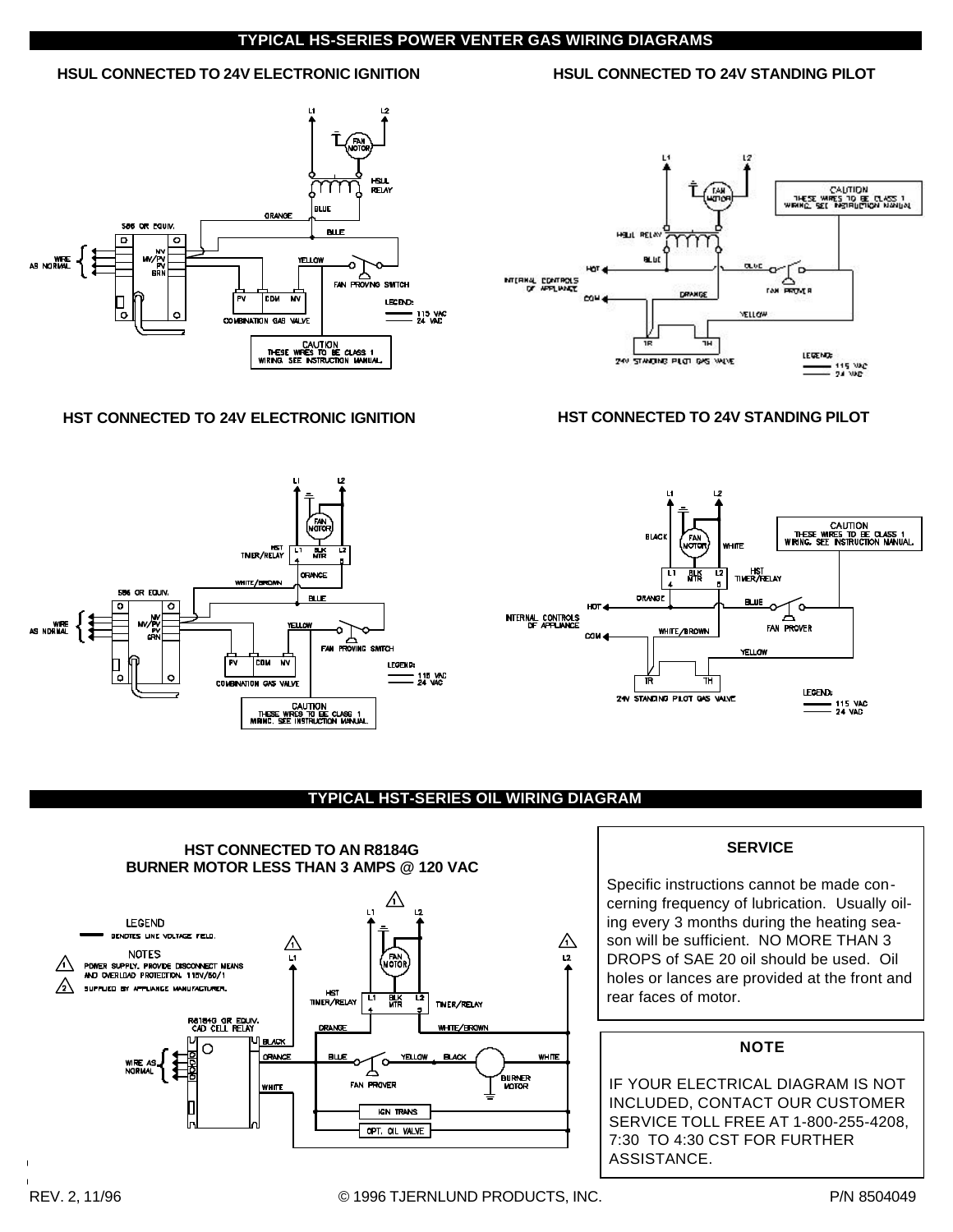## TYPICAL HS-SERIES POWER VENTER GAS WIRING DIAGRAMS

### HSUL CONNECTED TO 24V ELECTRONIC IGNITION

L1
L2
FAN MOTOR
HSUL RELAY
BLUE
ORANGE
BLUE
586 OR EQUIV.
WIRE AS NORMAL
MV
MV/PV
PV
GRN
YELLOW
FAN PROVING SWITCH
PV COM MV
COMBINATION GAS VALVE
LEGEND:
115 VAC
24 VAC
CAUTION
THESE WIRES TO BE CLASS 1 WIRING. SEE INSTRUCTION MANUAL.

### HSUL CONNECTED TO 24V STANDING PILOT

L1
L2
FAN MOTOR
CAUTION
THESE WIRES TO BE CLASS 1 WIRING. SEE INSTRUCTION MANUAL.
HSUL RELAY
BLUE
HOT
BLUE
INTERNAL CONTROLS OF APPLIANCE
FAN PROVER
COM
ORANGE
YELLOW
TR TH
24V STANDING PILOT GAS VALVE
LEGEND:
115 VAC
24 VAC

### HST CONNECTED TO 24V ELECTRONIC IGNITION

L1
L2
FAN MOTOR
HST TIMER/RELAY
L1 4
BLK MTR
L2 5
ORANGE
WHITE/BROWN
586 OR EQUIV.
BLUE
WIRE AS NORMAL
MV
MV/PV
PV
GRN
YELLOW
FAN PROVING SWITCH
PV COM MV
COMBINATION GAS VALVE
LEGEND:
115 VAC
24 VAC
CAUTION
THESE WIRES TO BE CLASS 1 WIRING. SEE INSTRUCTION MANUAL.

### HST CONNECTED TO 24V STANDING PILOT

L1
L2
BLACK
FAN MOTOR
WHITE
CAUTION
THESE WIRES TO BE CLASS 1 WIRING. SEE INSTRUCTION MANUAL.
L1 4
BLK MTR
L2 5
HST TIMER/RELAY
ORANGE
HOT
BLUE
INTERNAL CONTROLS OF APPLIANCE
FAN PROVER
COM
WHITE/BROWN
YELLOW
TR TH
24V STANDING PILOT GAS VALVE
LEGEND:
115 VAC
24 VAC

## TYPICAL HST-SERIES OIL WIRING DIAGRAM

### HST CONNECTED TO AN R8184G BURNER MOTOR LESS THAN 3 AMPS @ 120 VAC

LEGEND
DENOTES LINE VOLTAGE FIELD.
NOTES
1. POWER SUPPLY. PROVIDE DISCONNECT MEANS AND OVERLOAD PROTECTION. 115V/60/1
2. SUPPLIED BY APPLIANCE MANUFACTURER.

L1
L2
FAN MOTOR
HST TIMER/RELAY
L1 4
BLK MTR
L2 5
TIMER/RELAY
R8184G OR EQUIV. CAD CELL RELAY
BLACK
ORANGE
WHITE/BROWN
WIRE AS NORMAL
ORANGE
BLUE
YELLOW
BLACK
WHITE
FAN PROVER
BURNER MOTOR
WHITE
IGN TRANS
OPT. OIL VALVE

### SERVICE

Specific instructions cannot be made concerning frequency of lubrication. Usually oiling every 3 months during the heating season will be sufficient. NO MORE THAN 3 DROPS of SAE 20 oil should be used. Oil holes or lances are provided at the front and rear faces of motor.

### NOTE

IF YOUR ELECTRICAL DIAGRAM IS NOT INCLUDED, CONTACT OUR CUSTOMER SERVICE TOLL FREE AT 1-800-255-4208, 7:30 TO 4:30 CST FOR FURTHER ASSISTANCE.

REV. 2, 11/96 © 1996 TJERNLUND PRODUCTS, INC. P/N 8504049